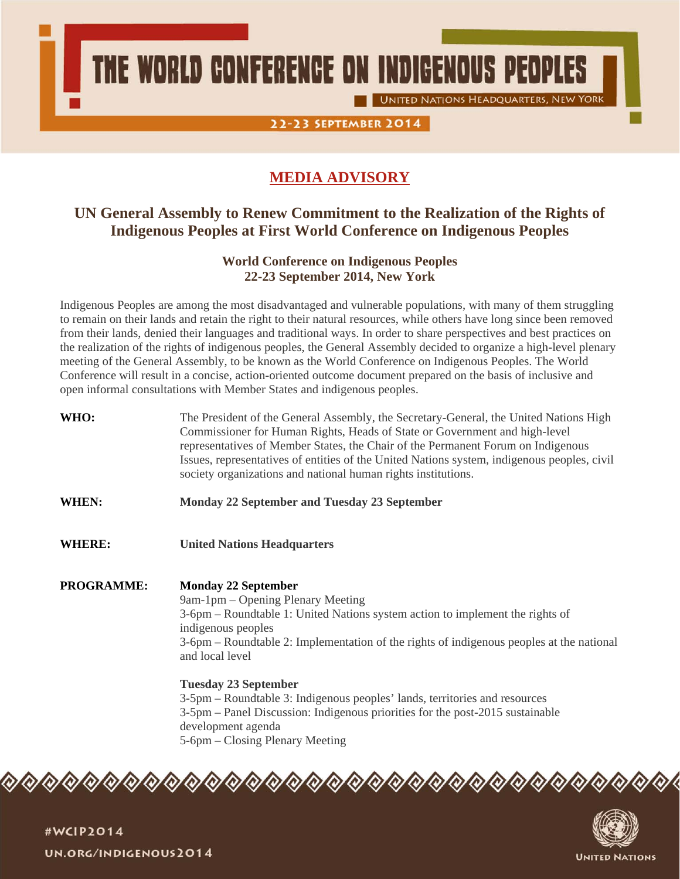# THE WORLD CONFERENCE ON INDIGENOUS PEOPLES

UNITED NATIONS HEADQUARTERS, NEW YORK

22-23 SEPTEMBER 2014

## MEDIA ADVISORY

## UN General Assembly to Renew Commitment to the Realization of the Rights of Indigenous Peoples at First World Conference on Indigenous Peoples

### World Conference on Indigenous Peoples
### 22-23 September 2014, New York

Indigenous Peoples are among the most disadvantaged and vulnerable populations, with many of them struggling to remain on their lands and retain the right to their natural resources, while others have long since been removed from their lands, denied their languages and traditional ways. In order to share perspectives and best practices on the realization of the rights of indigenous peoples, the General Assembly decided to organize a high-level plenary meeting of the General Assembly, to be known as the World Conference on Indigenous Peoples. The World Conference will result in a concise, action-oriented outcome document prepared on the basis of inclusive and open informal consultations with Member States and indigenous peoples.

**WHO:** The President of the General Assembly, the Secretary-General, the United Nations High Commissioner for Human Rights, Heads of State or Government and high-level representatives of Member States, the Chair of the Permanent Forum on Indigenous Issues, representatives of entities of the United Nations system, indigenous peoples, civil society organizations and national human rights institutions.

**WHEN:** **Monday 22 September and Tuesday 23 September**

**WHERE:** **United Nations Headquarters**

**PROGRAMME:**

**Monday 22 September**

9am-1pm – Opening Plenary Meeting

3-6pm – Roundtable 1: United Nations system action to implement the rights of indigenous peoples

3-6pm – Roundtable 2: Implementation of the rights of indigenous peoples at the national and local level

**Tuesday 23 September**

3-5pm – Roundtable 3: Indigenous peoples' lands, territories and resources

3-5pm – Panel Discussion: Indigenous priorities for the post-2015 sustainable development agenda

5-6pm – Closing Plenary Meeting

#WCIP2014

UN.ORG/INDIGENOUS2014

UNITED NATIONS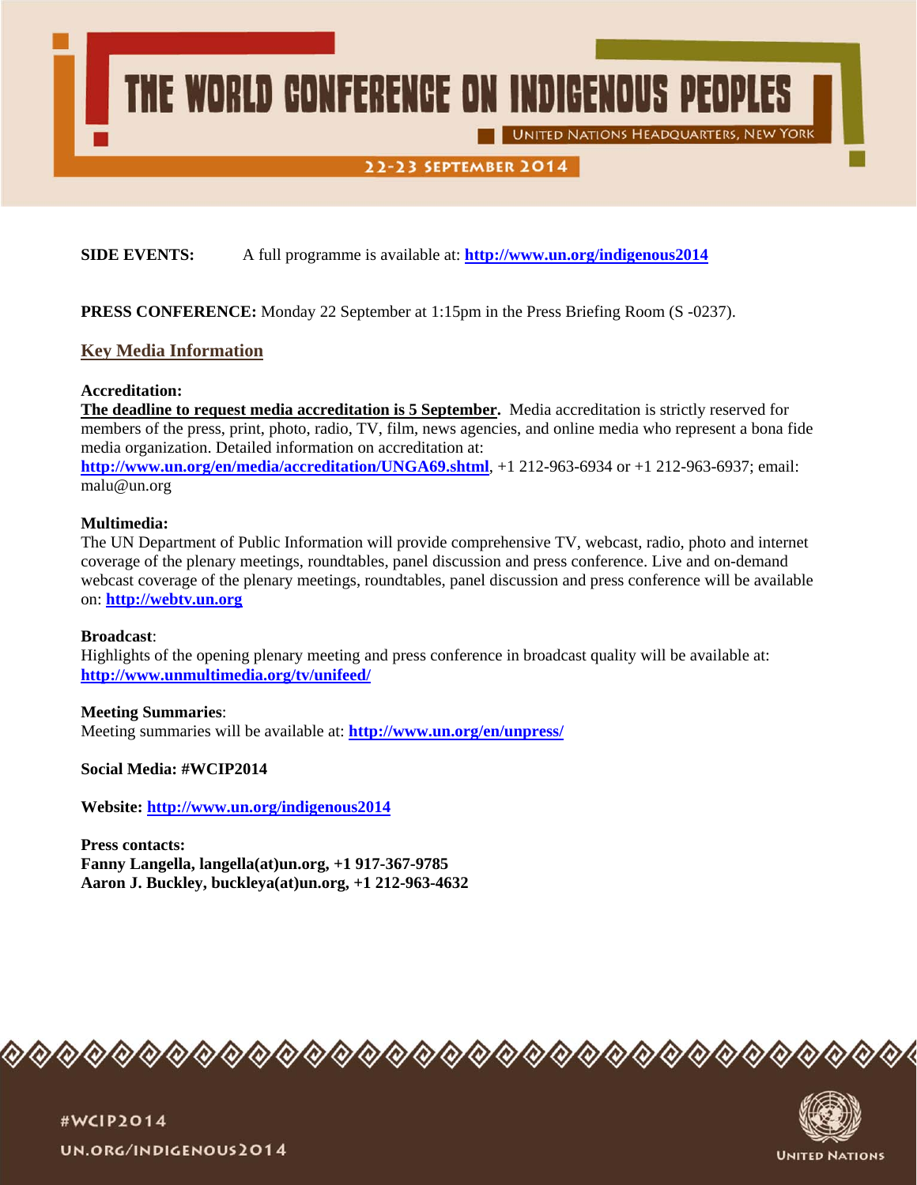**SIDE EVENTS:** A full programme is available at: **http://www.un.org/indigenous2014**

**PRESS CONFERENCE:** Monday 22 September at 1:15pm in the Press Briefing Room (S -0237).

## Key Media Information

**Accreditation:**
**The deadline to request media accreditation is 5 September.** Media accreditation is strictly reserved for members of the press, print, photo, radio, TV, film, news agencies, and online media who represent a bona fide media organization. Detailed information on accreditation at: **http://www.un.org/en/media/accreditation/UNGA69.shtml**, +1 212-963-6934 or +1 212-963-6937; email: malu@un.org

**Multimedia:**
The UN Department of Public Information will provide comprehensive TV, webcast, radio, photo and internet coverage of the plenary meetings, roundtables, panel discussion and press conference. Live and on-demand webcast coverage of the plenary meetings, roundtables, panel discussion and press conference will be available on: **http://webtv.un.org**

**Broadcast**:
Highlights of the opening plenary meeting and press conference in broadcast quality will be available at: **http://www.unmultimedia.org/tv/unifeed/**

**Meeting Summaries**:
Meeting summaries will be available at: **http://www.un.org/en/unpress/**

**Social Media: #WCIP2014**

**Website: http://www.un.org/indigenous2014**

**Press contacts:**
**Fanny Langella, langella(at)un.org, +1 917-367-9785**
**Aaron J. Buckley, buckleya(at)un.org, +1 212-963-4632**